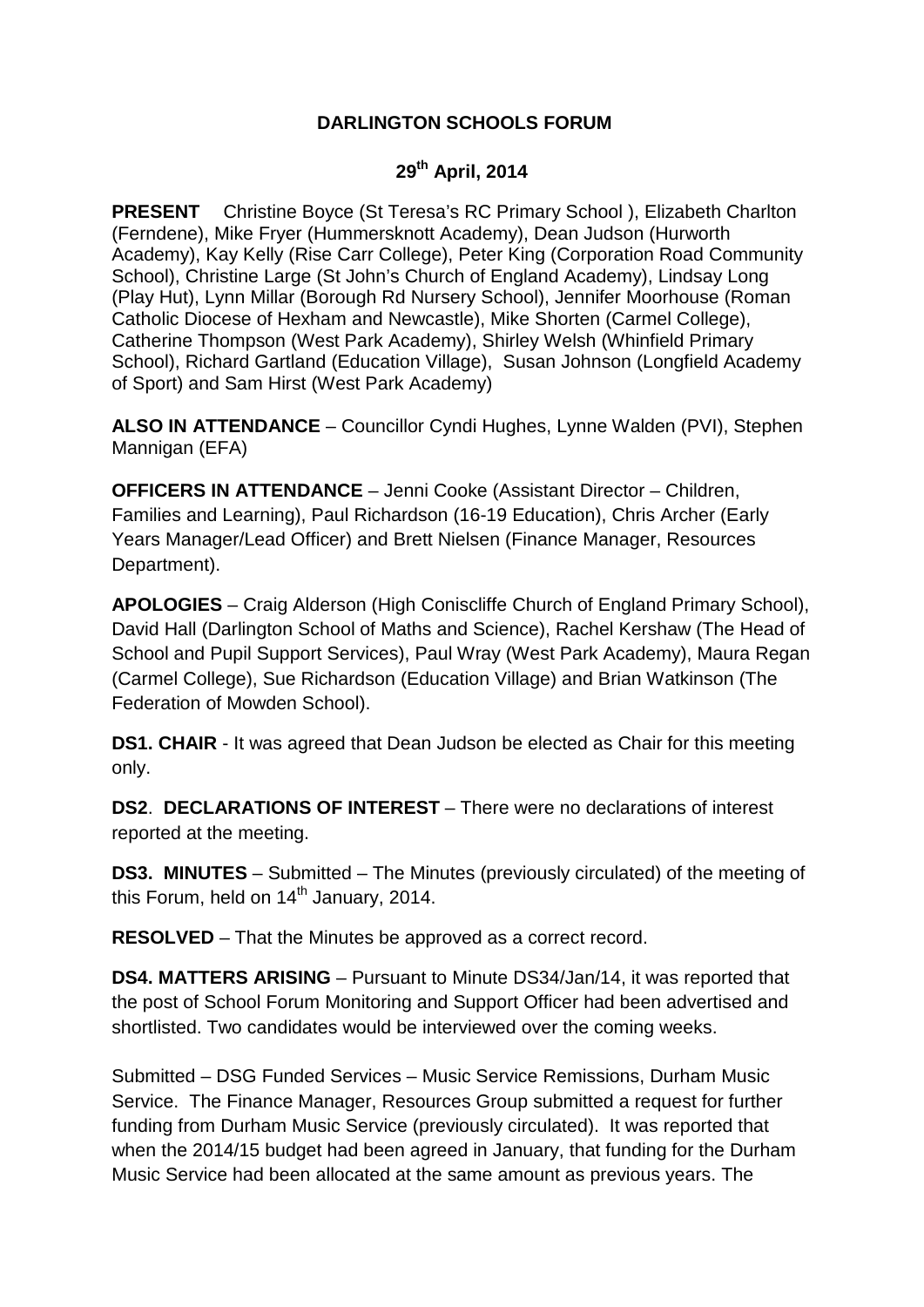# DARLINGTON SCHOOLS FORUM

## 29th April, 2014

**PRESENT** Christine Boyce (St Teresa's RC Primary School ), Elizabeth Charlton (Ferndene), Mike Fryer (Hummersknott Academy), Dean Judson (Hurworth Academy), Kay Kelly (Rise Carr College), Peter King (Corporation Road Community School), Christine Large (St John's Church of England Academy), Lindsay Long (Play Hut), Lynn Millar (Borough Rd Nursery School), Jennifer Moorhouse (Roman Catholic Diocese of Hexham and Newcastle), Mike Shorten (Carmel College), Catherine Thompson (West Park Academy), Shirley Welsh (Whinfield Primary School), Richard Gartland (Education Village), Susan Johnson (Longfield Academy of Sport) and Sam Hirst (West Park Academy)

**ALSO IN ATTENDANCE** – Councillor Cyndi Hughes, Lynne Walden (PVI), Stephen Mannigan (EFA)

**OFFICERS IN ATTENDANCE** – Jenni Cooke (Assistant Director – Children, Families and Learning), Paul Richardson (16-19 Education), Chris Archer (Early Years Manager/Lead Officer) and Brett Nielsen (Finance Manager, Resources Department).

**APOLOGIES** – Craig Alderson (High Coniscliffe Church of England Primary School), David Hall (Darlington School of Maths and Science), Rachel Kershaw (The Head of School and Pupil Support Services), Paul Wray (West Park Academy), Maura Regan (Carmel College), Sue Richardson (Education Village) and Brian Watkinson (The Federation of Mowden School).

**DS1. CHAIR** - It was agreed that Dean Judson be elected as Chair for this meeting only.

**DS2**. **DECLARATIONS OF INTEREST** – There were no declarations of interest reported at the meeting.

**DS3. MINUTES** – Submitted – The Minutes (previously circulated) of the meeting of this Forum, held on 14th January, 2014.

**RESOLVED** – That the Minutes be approved as a correct record.

**DS4. MATTERS ARISING** – Pursuant to Minute DS34/Jan/14, it was reported that the post of School Forum Monitoring and Support Officer had been advertised and shortlisted. Two candidates would be interviewed over the coming weeks.

Submitted – DSG Funded Services – Music Service Remissions, Durham Music Service. The Finance Manager, Resources Group submitted a request for further funding from Durham Music Service (previously circulated). It was reported that when the 2014/15 budget had been agreed in January, that funding for the Durham Music Service had been allocated at the same amount as previous years. The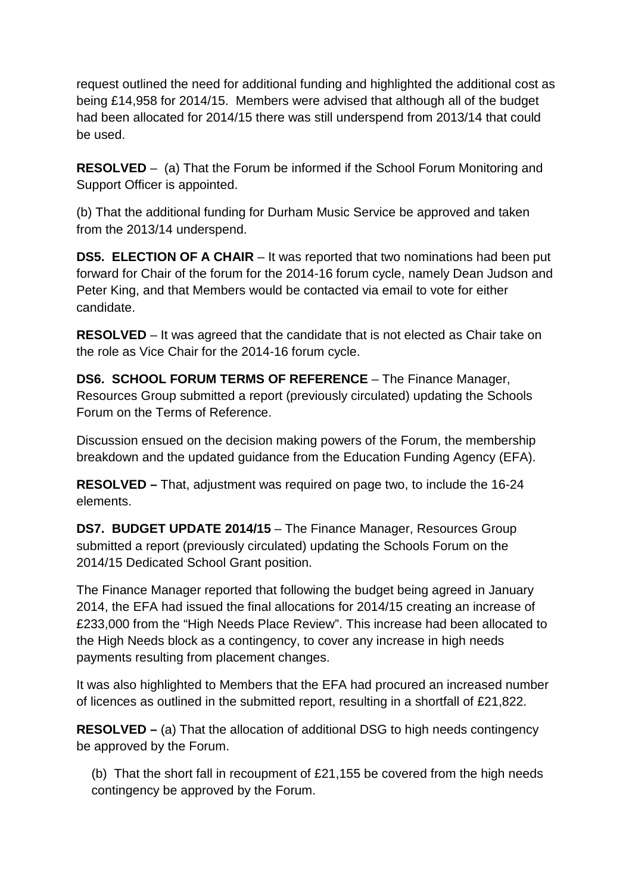request outlined the need for additional funding and highlighted the additional cost as being £14,958 for 2014/15. Members were advised that although all of the budget had been allocated for 2014/15 there was still underspend from 2013/14 that could be used.

**RESOLVED** – (a) That the Forum be informed if the School Forum Monitoring and Support Officer is appointed.

(b) That the additional funding for Durham Music Service be approved and taken from the 2013/14 underspend.

**DS5. ELECTION OF A CHAIR** – It was reported that two nominations had been put forward for Chair of the forum for the 2014-16 forum cycle, namely Dean Judson and Peter King, and that Members would be contacted via email to vote for either candidate.

**RESOLVED** – It was agreed that the candidate that is not elected as Chair take on the role as Vice Chair for the 2014-16 forum cycle.

**DS6. SCHOOL FORUM TERMS OF REFERENCE** – The Finance Manager, Resources Group submitted a report (previously circulated) updating the Schools Forum on the Terms of Reference.

Discussion ensued on the decision making powers of the Forum, the membership breakdown and the updated guidance from the Education Funding Agency (EFA).

**RESOLVED –** That, adjustment was required on page two, to include the 16-24 elements.

**DS7. BUDGET UPDATE 2014/15** – The Finance Manager, Resources Group submitted a report (previously circulated) updating the Schools Forum on the 2014/15 Dedicated School Grant position.

The Finance Manager reported that following the budget being agreed in January 2014, the EFA had issued the final allocations for 2014/15 creating an increase of £233,000 from the "High Needs Place Review". This increase had been allocated to the High Needs block as a contingency, to cover any increase in high needs payments resulting from placement changes.

It was also highlighted to Members that the EFA had procured an increased number of licences as outlined in the submitted report, resulting in a shortfall of £21,822.

**RESOLVED –** (a) That the allocation of additional DSG to high needs contingency be approved by the Forum.

(b) That the short fall in recoupment of £21,155 be covered from the high needs contingency be approved by the Forum.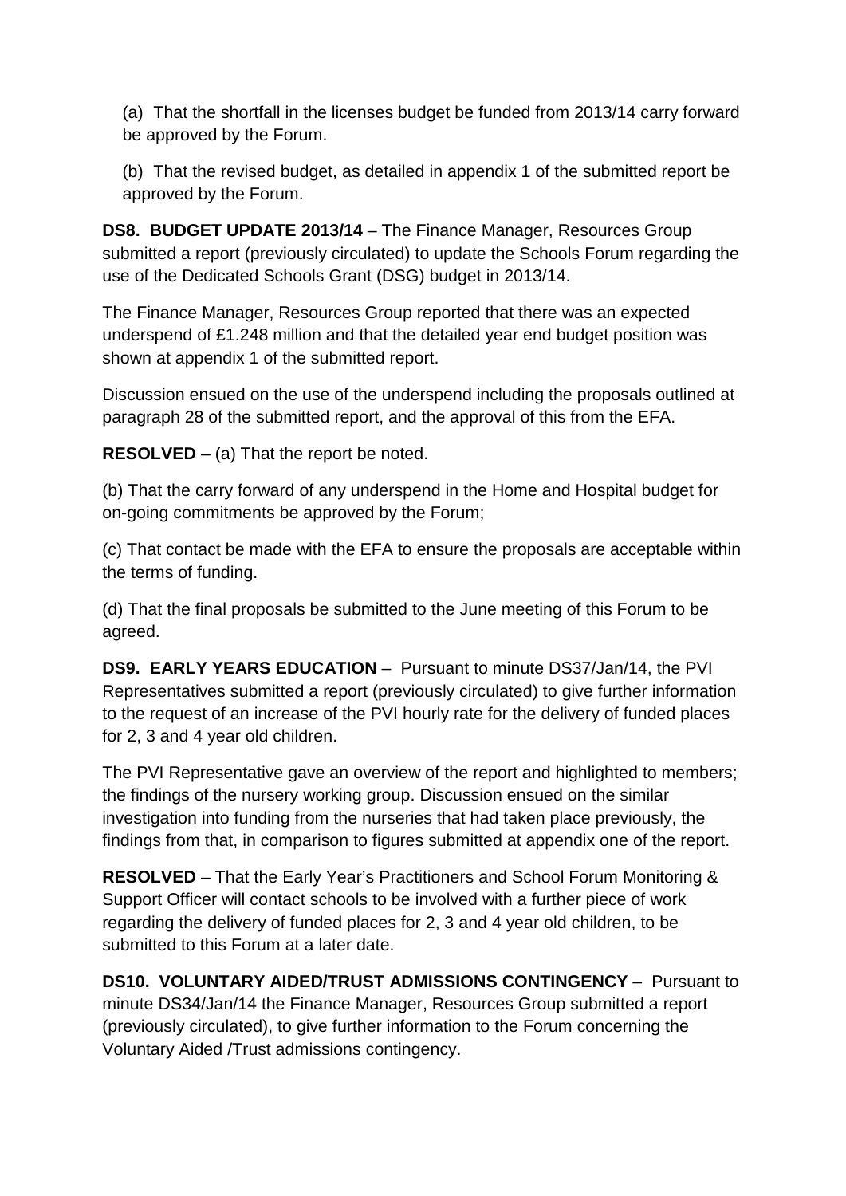(a) That the shortfall in the licenses budget be funded from 2013/14 carry forward be approved by the Forum.

(b) That the revised budget, as detailed in appendix 1 of the submitted report be approved by the Forum.

**DS8. BUDGET UPDATE 2013/14** – The Finance Manager, Resources Group submitted a report (previously circulated) to update the Schools Forum regarding the use of the Dedicated Schools Grant (DSG) budget in 2013/14.

The Finance Manager, Resources Group reported that there was an expected underspend of £1.248 million and that the detailed year end budget position was shown at appendix 1 of the submitted report.

Discussion ensued on the use of the underspend including the proposals outlined at paragraph 28 of the submitted report, and the approval of this from the EFA.

**RESOLVED** – (a) That the report be noted.

(b) That the carry forward of any underspend in the Home and Hospital budget for on-going commitments be approved by the Forum;

(c) That contact be made with the EFA to ensure the proposals are acceptable within the terms of funding.

(d) That the final proposals be submitted to the June meeting of this Forum to be agreed.

**DS9. EARLY YEARS EDUCATION** – Pursuant to minute DS37/Jan/14, the PVI Representatives submitted a report (previously circulated) to give further information to the request of an increase of the PVI hourly rate for the delivery of funded places for 2, 3 and 4 year old children.

The PVI Representative gave an overview of the report and highlighted to members; the findings of the nursery working group. Discussion ensued on the similar investigation into funding from the nurseries that had taken place previously, the findings from that, in comparison to figures submitted at appendix one of the report.

**RESOLVED** – That the Early Year's Practitioners and School Forum Monitoring & Support Officer will contact schools to be involved with a further piece of work regarding the delivery of funded places for 2, 3 and 4 year old children, to be submitted to this Forum at a later date.

**DS10. VOLUNTARY AIDED/TRUST ADMISSIONS CONTINGENCY** – Pursuant to minute DS34/Jan/14 the Finance Manager, Resources Group submitted a report (previously circulated), to give further information to the Forum concerning the Voluntary Aided /Trust admissions contingency.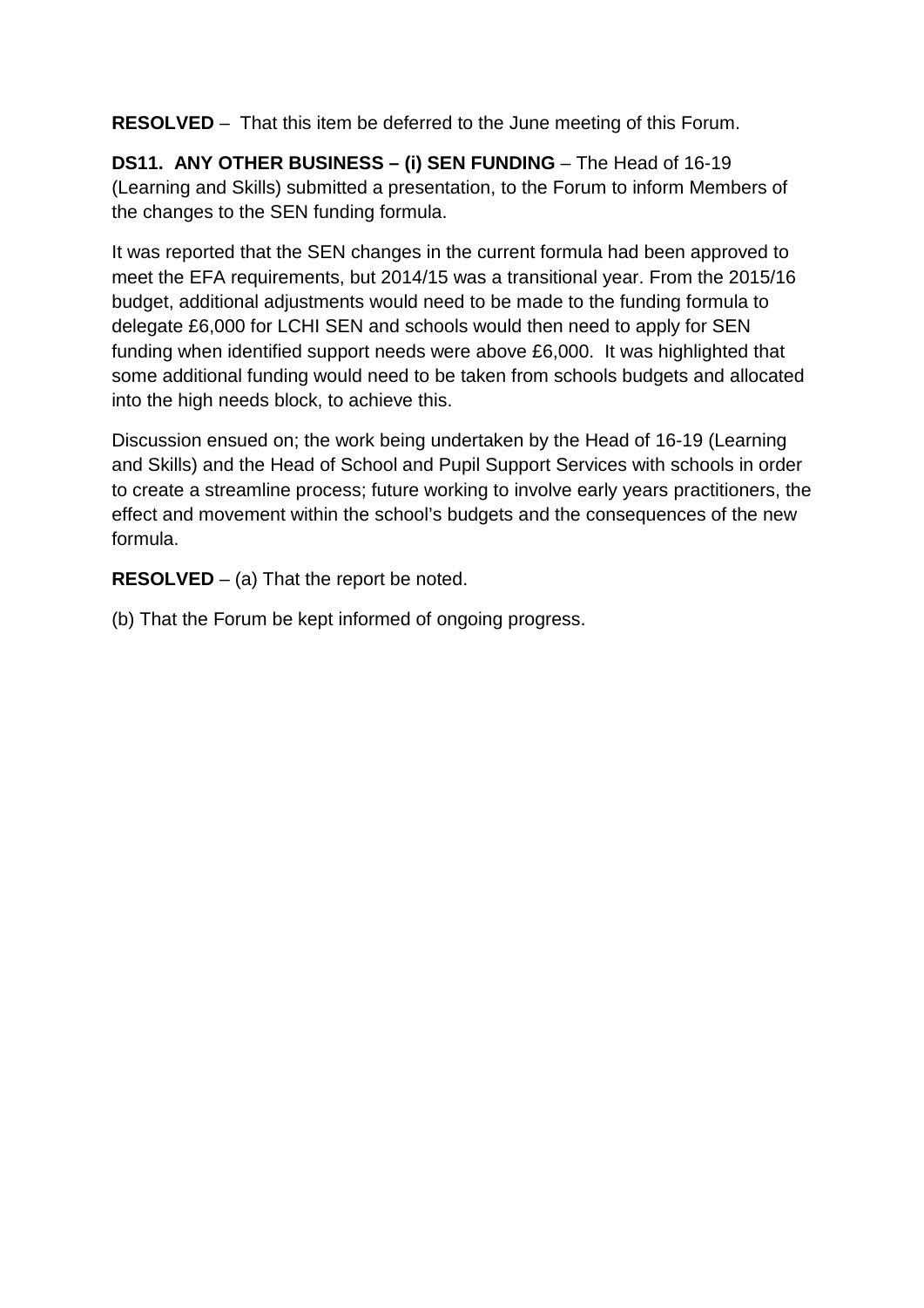**RESOLVED** – That this item be deferred to the June meeting of this Forum.

**DS11. ANY OTHER BUSINESS – (i) SEN FUNDING** – The Head of 16-19 (Learning and Skills) submitted a presentation, to the Forum to inform Members of the changes to the SEN funding formula.

It was reported that the SEN changes in the current formula had been approved to meet the EFA requirements, but 2014/15 was a transitional year. From the 2015/16 budget, additional adjustments would need to be made to the funding formula to delegate £6,000 for LCHI SEN and schools would then need to apply for SEN funding when identified support needs were above £6,000. It was highlighted that some additional funding would need to be taken from schools budgets and allocated into the high needs block, to achieve this.

Discussion ensued on; the work being undertaken by the Head of 16-19 (Learning and Skills) and the Head of School and Pupil Support Services with schools in order to create a streamline process; future working to involve early years practitioners, the effect and movement within the school's budgets and the consequences of the new formula.

**RESOLVED** – (a) That the report be noted.

(b) That the Forum be kept informed of ongoing progress.